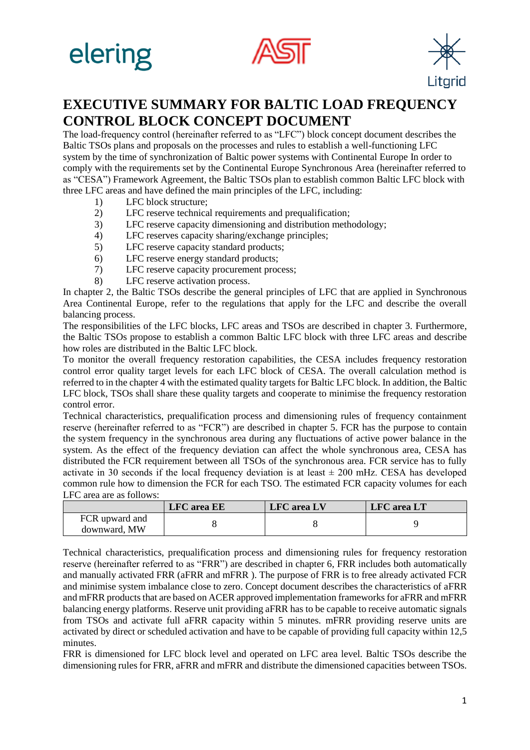# EXECUTIVE SUMMARY FOR BALTIC LOAD FREQUENCY CONTROL BLOCK CONCEPT DOCUMENT

The load-frequency control (hereinafter referred to as "LFC") block concept document describes the Baltic TSOs plans and proposals on the processes and rules to establish a well-functioning LFC system by the time of synchronization of Baltic power systems with Continental Europe In order to comply with the requirements set by the Continental Europe Synchronous Area (hereinafter referred to as "CESA") Framework Agreement, the Baltic TSOs plan to establish common Baltic LFC block with three LFC areas and have defined the main principles of the LFC, including:

1) LFC block structure;
2) LFC reserve technical requirements and prequalification;
3) LFC reserve capacity dimensioning and distribution methodology;
4) LFC reserves capacity sharing/exchange principles;
5) LFC reserve capacity standard products;
6) LFC reserve energy standard products;
7) LFC reserve capacity procurement process;
8) LFC reserve activation process.

In chapter 2, the Baltic TSOs describe the general principles of LFC that are applied in Synchronous Area Continental Europe, refer to the regulations that apply for the LFC and describe the overall balancing process.

The responsibilities of the LFC blocks, LFC areas and TSOs are described in chapter 3. Furthermore, the Baltic TSOs propose to establish a common Baltic LFC block with three LFC areas and describe how roles are distributed in the Baltic LFC block.

To monitor the overall frequency restoration capabilities, the CESA includes frequency restoration control error quality target levels for each LFC block of CESA. The overall calculation method is referred to in the chapter 4 with the estimated quality targets for Baltic LFC block. In addition, the Baltic LFC block, TSOs shall share these quality targets and cooperate to minimise the frequency restoration control error.

Technical characteristics, prequalification process and dimensioning rules of frequency containment reserve (hereinafter referred to as "FCR") are described in chapter 5. FCR has the purpose to contain the system frequency in the synchronous area during any fluctuations of active power balance in the system. As the effect of the frequency deviation can affect the whole synchronous area, CESA has distributed the FCR requirement between all TSOs of the synchronous area. FCR service has to fully activate in 30 seconds if the local frequency deviation is at least ± 200 mHz. CESA has developed common rule how to dimension the FCR for each TSO. The estimated FCR capacity volumes for each LFC area are as follows:

| | LFC area EE | LFC area LV | LFC area LT |
|---|---|---|---|
| FCR upward and downward, MW | 8 | 8 | 9 |

Technical characteristics, prequalification process and dimensioning rules for frequency restoration reserve (hereinafter referred to as "FRR") are described in chapter 6, FRR includes both automatically and manually activated FRR (aFRR and mFRR ). The purpose of FRR is to free already activated FCR and minimise system imbalance close to zero. Concept document describes the characteristics of aFRR and mFRR products that are based on ACER approved implementation frameworks for aFRR and mFRR balancing energy platforms. Reserve unit providing aFRR has to be capable to receive automatic signals from TSOs and activate full aFRR capacity within 5 minutes. mFRR providing reserve units are activated by direct or scheduled activation and have to be capable of providing full capacity within 12,5 minutes.

FRR is dimensioned for LFC block level and operated on LFC area level. Baltic TSOs describe the dimensioning rules for FRR, aFRR and mFRR and distribute the dimensioned capacities between TSOs.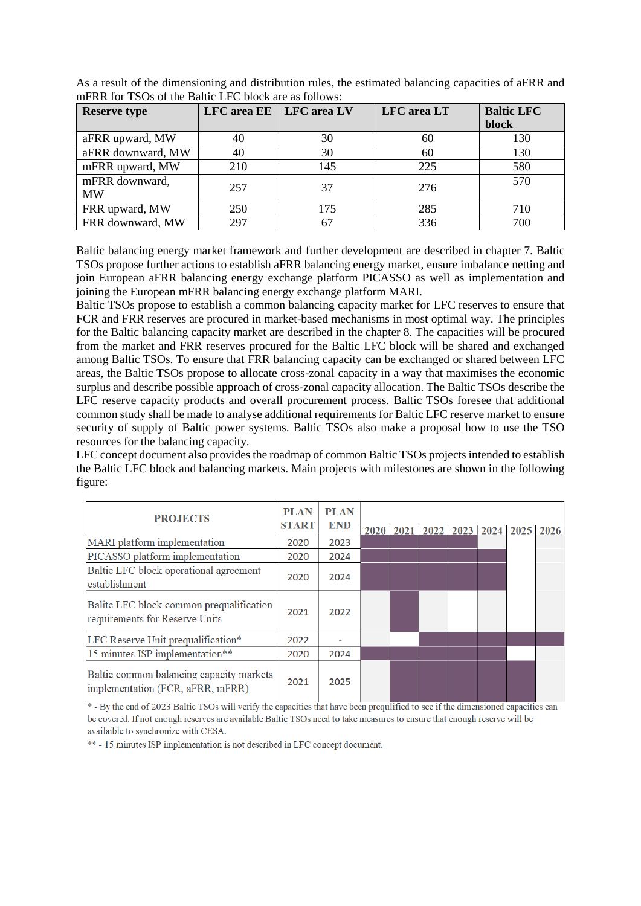As a result of the dimensioning and distribution rules, the estimated balancing capacities of aFRR and mFRR for TSOs of the Baltic LFC block are as follows:

| Reserve type | LFC area EE | LFC area LV | LFC area LT | Baltic LFC block |
|---|---|---|---|---|
| aFRR upward, MW | 40 | 30 | 60 | 130 |
| aFRR downward, MW | 40 | 30 | 60 | 130 |
| mFRR upward, MW | 210 | 145 | 225 | 580 |
| mFRR downward, MW | 257 | 37 | 276 | 570 |
| FRR upward, MW | 250 | 175 | 285 | 710 |
| FRR downward, MW | 297 | 67 | 336 | 700 |

Baltic balancing energy market framework and further development are described in chapter 7. Baltic TSOs propose further actions to establish aFRR balancing energy market, ensure imbalance netting and join European aFRR balancing energy exchange platform PICASSO as well as implementation and joining the European mFRR balancing energy exchange platform MARI.

Baltic TSOs propose to establish a common balancing capacity market for LFC reserves to ensure that FCR and FRR reserves are procured in market-based mechanisms in most optimal way. The principles for the Baltic balancing capacity market are described in the chapter 8. The capacities will be procured from the market and FRR reserves procured for the Baltic LFC block will be shared and exchanged among Baltic TSOs. To ensure that FRR balancing capacity can be exchanged or shared between LFC areas, the Baltic TSOs propose to allocate cross-zonal capacity in a way that maximises the economic surplus and describe possible approach of cross-zonal capacity allocation. The Baltic TSOs describe the LFC reserve capacity products and overall procurement process. Baltic TSOs foresee that additional common study shall be made to analyse additional requirements for Baltic LFC reserve market to ensure security of supply of Baltic power systems. Baltic TSOs also make a proposal how to use the TSO resources for the balancing capacity.

LFC concept document also provides the roadmap of common Baltic TSOs projects intended to establish the Baltic LFC block and balancing markets. Main projects with milestones are shown in the following figure:

| PROJECTS | PLAN START | PLAN END | 2020 | 2021 | 2022 | 2023 | 2024 | 2025 | 2026 |
|---|---|---|---|---|---|---|---|---|---|
| MARI platform implementation | 2020 | 2023 | | | | | | | |
| PICASSO platform implementation | 2020 | 2024 | | | | | | | |
| Baltic LFC block operational agreement establishment | 2020 | 2024 | | | | | | | |
| Balitc LFC block common prequalification requirements for Reserve Units | 2021 | 2022 | | | | | | | |
| LFC Reserve Unit prequalification* | 2022 | - | | | | | | | |
| 15 minutes ISP implementation** | 2020 | 2024 | | | | | | | |
| Baltic common balancing capacity markets implementation (FCR, aFRR, mFRR) | 2021 | 2025 | | | | | | | |

\* - By the end of 2023 Baltic TSOs will verify the capacities that have been prequlified to see if the dimensioned capacities can be covered. If not enough reserves are available Baltic TSOs need to take measures to ensure that enough reserve will be availaible to synchronize with CESA.

\** - 15 minutes ISP implementation is not described in LFC concept document.